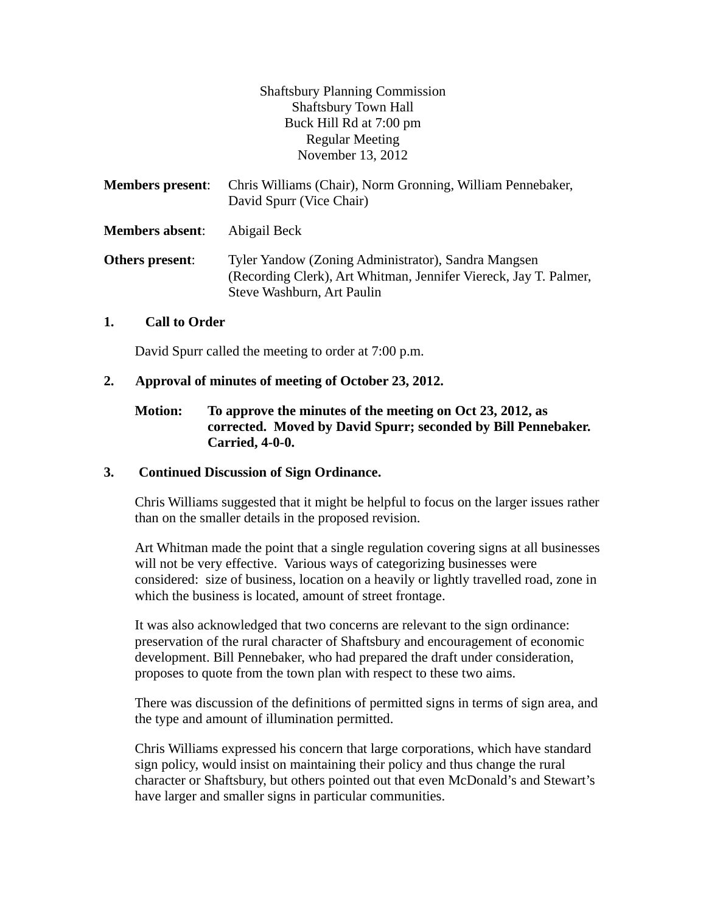Shaftsbury Planning Commission
Shaftsbury Town Hall
Buck Hill Rd at 7:00 pm
Regular Meeting
November 13, 2012

**Members present**: Chris Williams (Chair), Norm Gronning, William Pennebaker, David Spurr (Vice Chair)

**Members absent**: Abigail Beck

**Others present**: Tyler Yandow (Zoning Administrator), Sandra Mangsen (Recording Clerk), Art Whitman, Jennifer Viereck, Jay T. Palmer, Steve Washburn, Art Paulin

## 1. Call to Order

David Spurr called the meeting to order at 7:00 p.m.

## 2. Approval of minutes of meeting of October 23, 2012.

**Motion: To approve the minutes of the meeting on Oct 23, 2012, as corrected. Moved by David Spurr; seconded by Bill Pennebaker. Carried, 4-0-0.**

## 3. Continued Discussion of Sign Ordinance.

Chris Williams suggested that it might be helpful to focus on the larger issues rather than on the smaller details in the proposed revision.

Art Whitman made the point that a single regulation covering signs at all businesses will not be very effective. Various ways of categorizing businesses were considered: size of business, location on a heavily or lightly travelled road, zone in which the business is located, amount of street frontage.

It was also acknowledged that two concerns are relevant to the sign ordinance: preservation of the rural character of Shaftsbury and encouragement of economic development. Bill Pennebaker, who had prepared the draft under consideration, proposes to quote from the town plan with respect to these two aims.

There was discussion of the definitions of permitted signs in terms of sign area, and the type and amount of illumination permitted.

Chris Williams expressed his concern that large corporations, which have standard sign policy, would insist on maintaining their policy and thus change the rural character or Shaftsbury, but others pointed out that even McDonald's and Stewart's have larger and smaller signs in particular communities.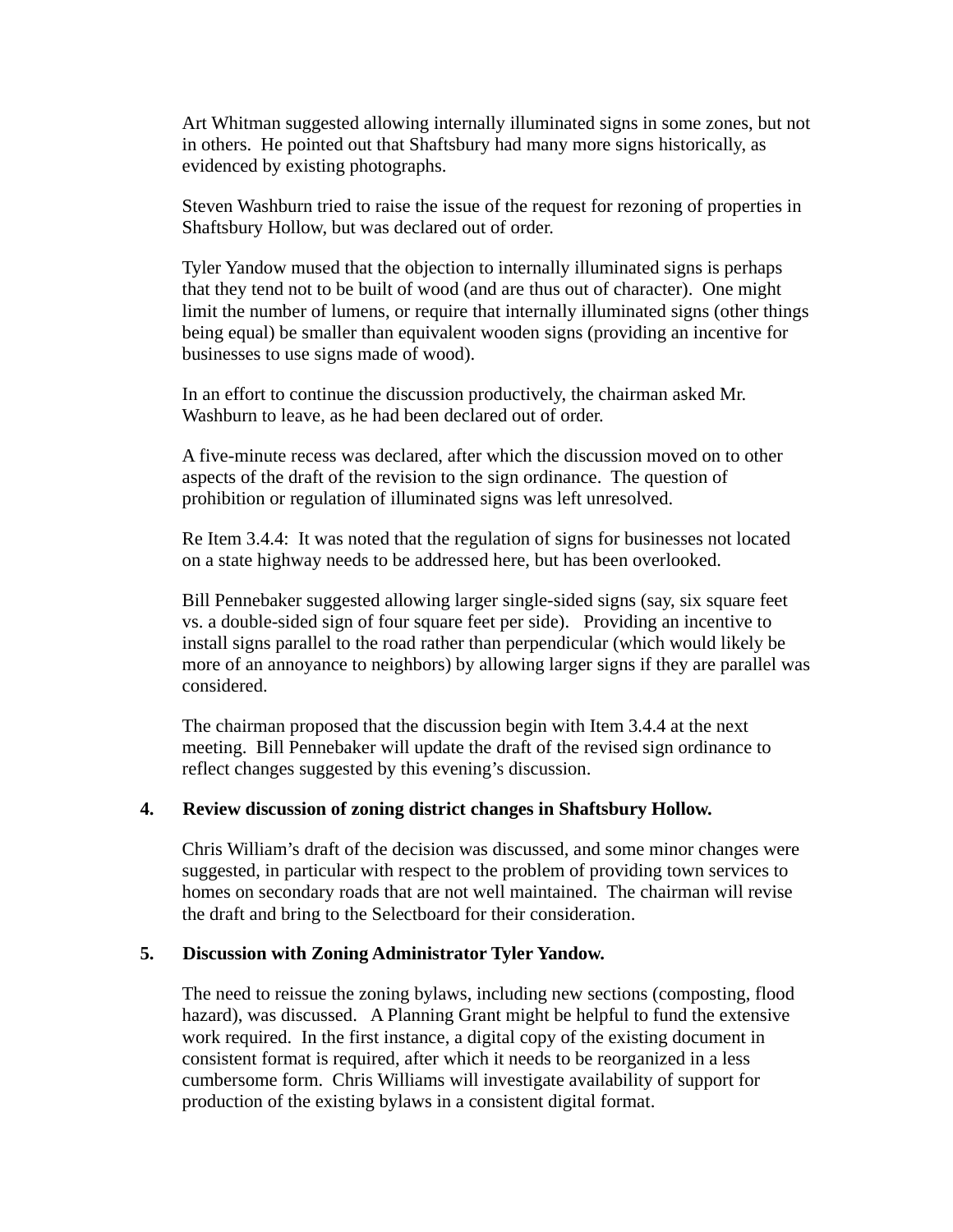Art Whitman suggested allowing internally illuminated signs in some zones, but not in others. He pointed out that Shaftsbury had many more signs historically, as evidenced by existing photographs.

Steven Washburn tried to raise the issue of the request for rezoning of properties in Shaftsbury Hollow, but was declared out of order.

Tyler Yandow mused that the objection to internally illuminated signs is perhaps that they tend not to be built of wood (and are thus out of character). One might limit the number of lumens, or require that internally illuminated signs (other things being equal) be smaller than equivalent wooden signs (providing an incentive for businesses to use signs made of wood).

In an effort to continue the discussion productively, the chairman asked Mr. Washburn to leave, as he had been declared out of order.

A five-minute recess was declared, after which the discussion moved on to other aspects of the draft of the revision to the sign ordinance. The question of prohibition or regulation of illuminated signs was left unresolved.

Re Item 3.4.4: It was noted that the regulation of signs for businesses not located on a state highway needs to be addressed here, but has been overlooked.

Bill Pennebaker suggested allowing larger single-sided signs (say, six square feet vs. a double-sided sign of four square feet per side). Providing an incentive to install signs parallel to the road rather than perpendicular (which would likely be more of an annoyance to neighbors) by allowing larger signs if they are parallel was considered.

The chairman proposed that the discussion begin with Item 3.4.4 at the next meeting. Bill Pennebaker will update the draft of the revised sign ordinance to reflect changes suggested by this evening's discussion.

**4. Review discussion of zoning district changes in Shaftsbury Hollow.**

Chris William's draft of the decision was discussed, and some minor changes were suggested, in particular with respect to the problem of providing town services to homes on secondary roads that are not well maintained. The chairman will revise the draft and bring to the Selectboard for their consideration.

**5. Discussion with Zoning Administrator Tyler Yandow.**

The need to reissue the zoning bylaws, including new sections (composting, flood hazard), was discussed. A Planning Grant might be helpful to fund the extensive work required. In the first instance, a digital copy of the existing document in consistent format is required, after which it needs to be reorganized in a less cumbersome form. Chris Williams will investigate availability of support for production of the existing bylaws in a consistent digital format.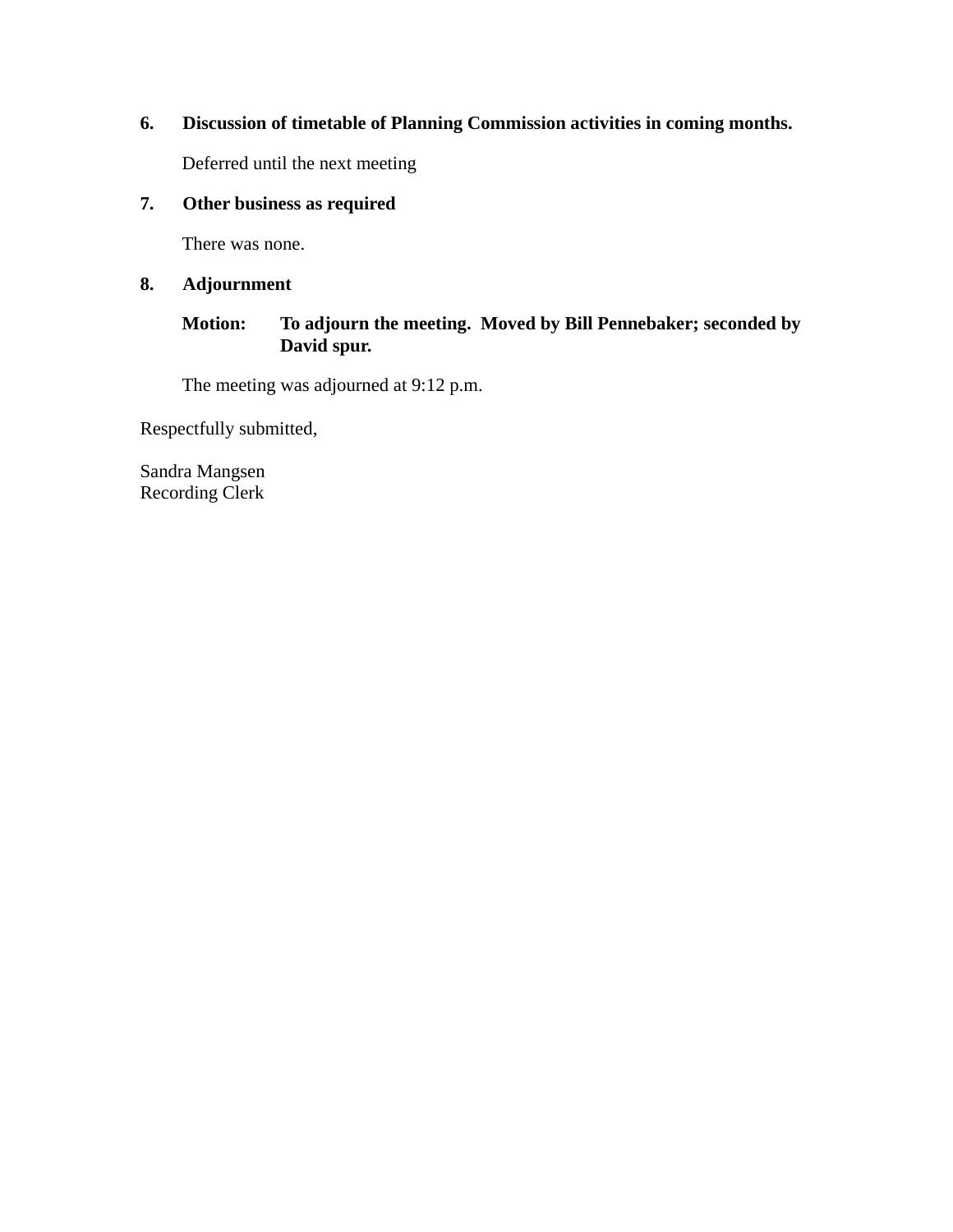**6. Discussion of timetable of Planning Commission activities in coming months.**

Deferred until the next meeting

**7. Other business as required**

There was none.

**8. Adjournment**

**Motion: To adjourn the meeting. Moved by Bill Pennebaker; seconded by David spur.**

The meeting was adjourned at 9:12 p.m.

Respectfully submitted,

Sandra Mangsen  
Recording Clerk